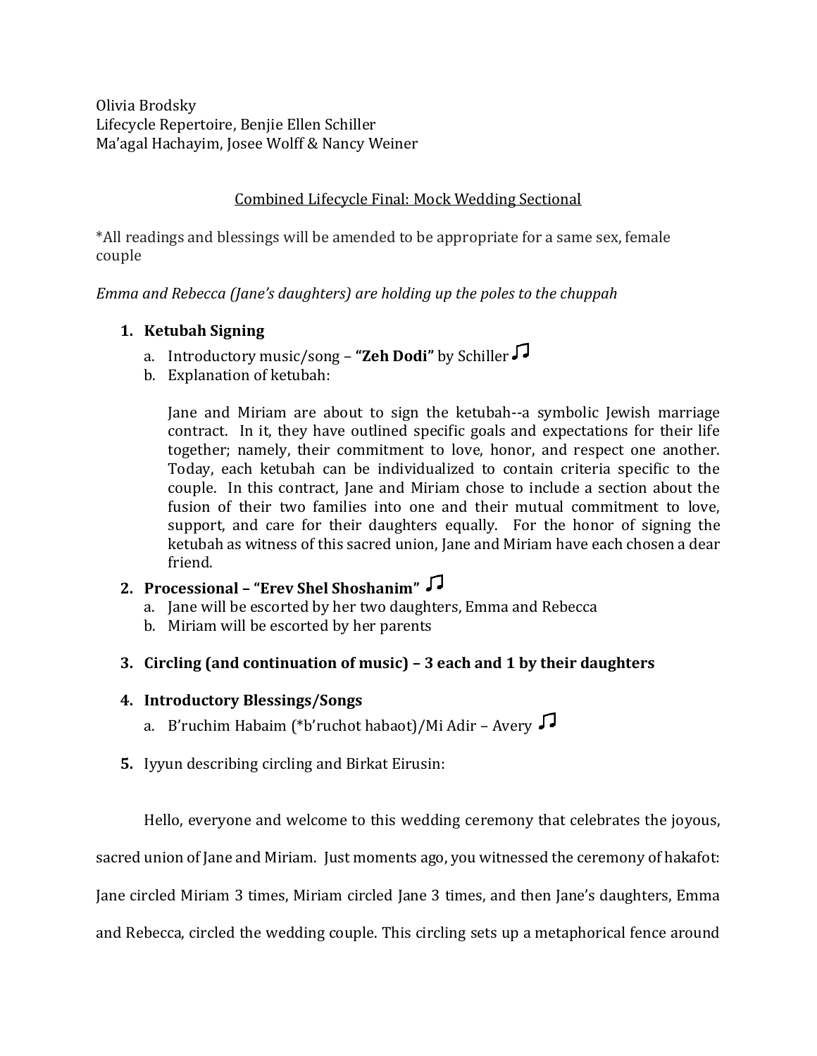Olivia Brodsky
Lifecycle Repertoire, Benjie Ellen Schiller
Ma'agal Hachayim, Josee Wolff & Nancy Weiner

<u>Combined Lifecycle Final: Mock Wedding Sectional</u>

*All readings and blessings will be amended to be appropriate for a same sex, female couple

*Emma and Rebecca (Jane's daughters) are holding up the poles to the chuppah*

1. **Ketubah Signing**
   a. Introductory music/song – **"Zeh Dodi"** by Schiller ♫
   b. Explanation of ketubah:

      Jane and Miriam are about to sign the ketubah--a symbolic Jewish marriage contract. In it, they have outlined specific goals and expectations for their life together; namely, their commitment to love, honor, and respect one another. Today, each ketubah can be individualized to contain criteria specific to the couple. In this contract, Jane and Miriam chose to include a section about the fusion of their two families into one and their mutual commitment to love, support, and care for their daughters equally. For the honor of signing the ketubah as witness of this sacred union, Jane and Miriam have each chosen a dear friend.

2. **Processional – "Erev Shel Shoshanim"** ♫
   a. Jane will be escorted by her two daughters, Emma and Rebecca
   b. Miriam will be escorted by her parents

3. **Circling (and continuation of music) – 3 each and 1 by their daughters**

4. **Introductory Blessings/Songs**
   a. B'ruchim Habaim (*b'ruchot habaot)/Mi Adir – Avery ♫

5. Iyyun describing circling and Birkat Eirusin:

Hello, everyone and welcome to this wedding ceremony that celebrates the joyous, sacred union of Jane and Miriam. Just moments ago, you witnessed the ceremony of hakafot: Jane circled Miriam 3 times, Miriam circled Jane 3 times, and then Jane's daughters, Emma and Rebecca, circled the wedding couple. This circling sets up a metaphorical fence around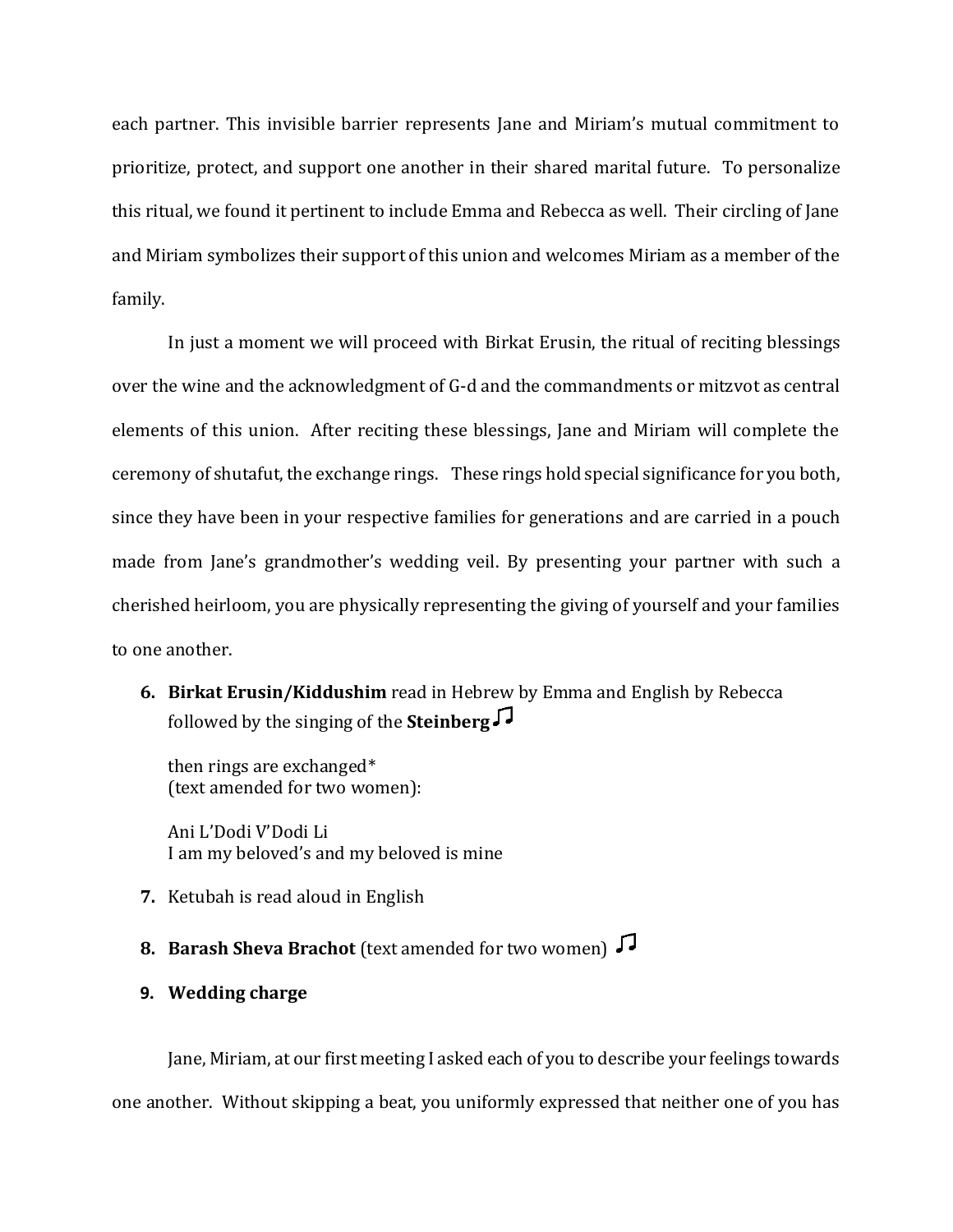each partner. This invisible barrier represents Jane and Miriam's mutual commitment to prioritize, protect, and support one another in their shared marital future. To personalize this ritual, we found it pertinent to include Emma and Rebecca as well. Their circling of Jane and Miriam symbolizes their support of this union and welcomes Miriam as a member of the family.

In just a moment we will proceed with Birkat Erusin, the ritual of reciting blessings over the wine and the acknowledgment of G-d and the commandments or mitzvot as central elements of this union. After reciting these blessings, Jane and Miriam will complete the ceremony of shutafut, the exchange rings. These rings hold special significance for you both, since they have been in your respective families for generations and are carried in a pouch made from Jane's grandmother's wedding veil. By presenting your partner with such a cherished heirloom, you are physically representing the giving of yourself and your families to one another.

6. **Birkat Erusin/Kiddushim** read in Hebrew by Emma and English by Rebecca followed by the singing of the **Steinberg** ♫

   then rings are exchanged*
   (text amended for two women):

   Ani L'Dodi V'Dodi Li
   I am my beloved's and my beloved is mine

7. Ketubah is read aloud in English

8. **Barash Sheva Brachot** (text amended for two women) ♫

9. **Wedding charge**

Jane, Miriam, at our first meeting I asked each of you to describe your feelings towards one another. Without skipping a beat, you uniformly expressed that neither one of you has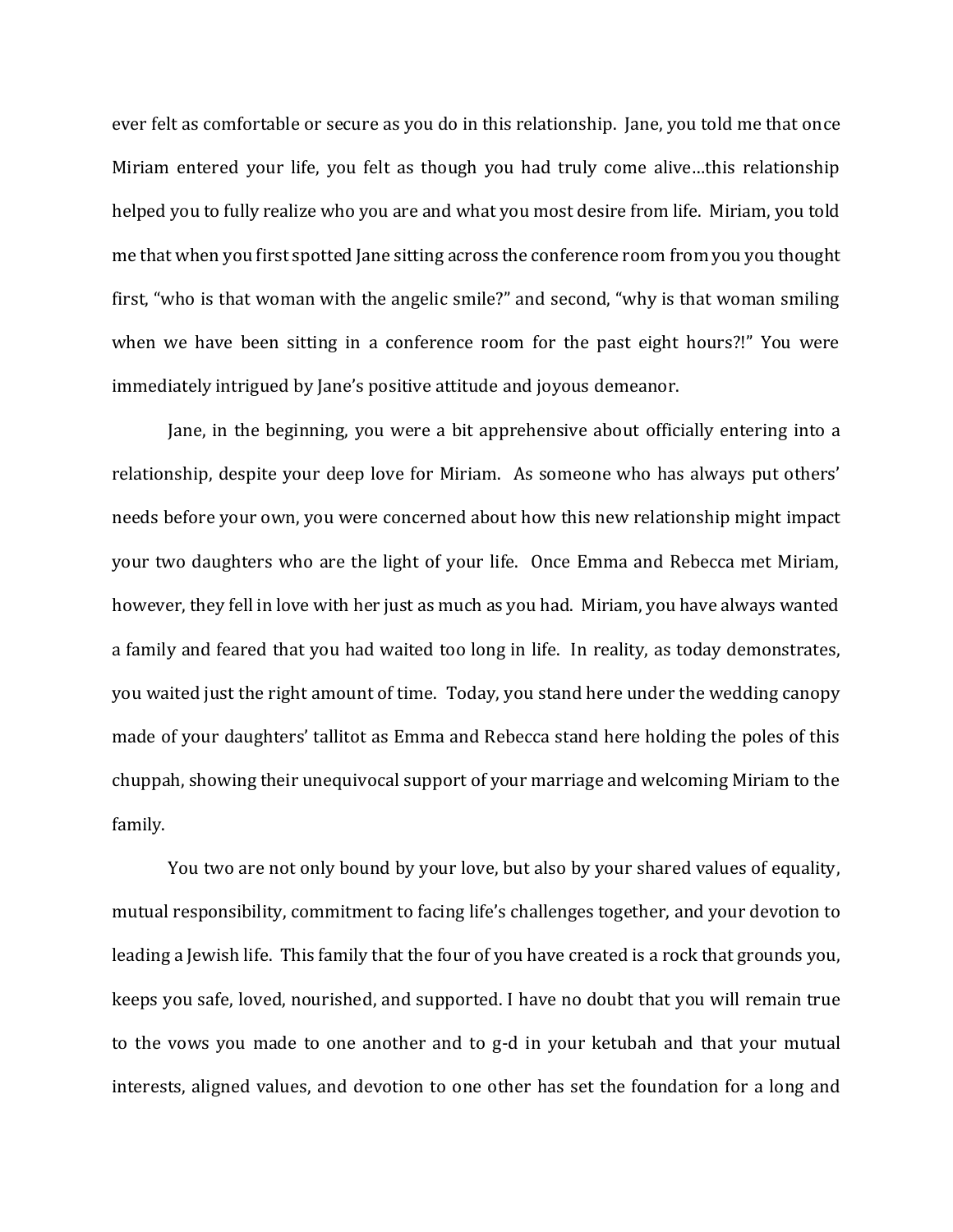ever felt as comfortable or secure as you do in this relationship. Jane, you told me that once Miriam entered your life, you felt as though you had truly come alive…this relationship helped you to fully realize who you are and what you most desire from life. Miriam, you told me that when you first spotted Jane sitting across the conference room from you you thought first, "who is that woman with the angelic smile?" and second, "why is that woman smiling when we have been sitting in a conference room for the past eight hours?!" You were immediately intrigued by Jane's positive attitude and joyous demeanor.

Jane, in the beginning, you were a bit apprehensive about officially entering into a relationship, despite your deep love for Miriam. As someone who has always put others' needs before your own, you were concerned about how this new relationship might impact your two daughters who are the light of your life. Once Emma and Rebecca met Miriam, however, they fell in love with her just as much as you had. Miriam, you have always wanted a family and feared that you had waited too long in life. In reality, as today demonstrates, you waited just the right amount of time. Today, you stand here under the wedding canopy made of your daughters' tallitot as Emma and Rebecca stand here holding the poles of this chuppah, showing their unequivocal support of your marriage and welcoming Miriam to the family.

You two are not only bound by your love, but also by your shared values of equality, mutual responsibility, commitment to facing life's challenges together, and your devotion to leading a Jewish life. This family that the four of you have created is a rock that grounds you, keeps you safe, loved, nourished, and supported. I have no doubt that you will remain true to the vows you made to one another and to g-d in your ketubah and that your mutual interests, aligned values, and devotion to one other has set the foundation for a long and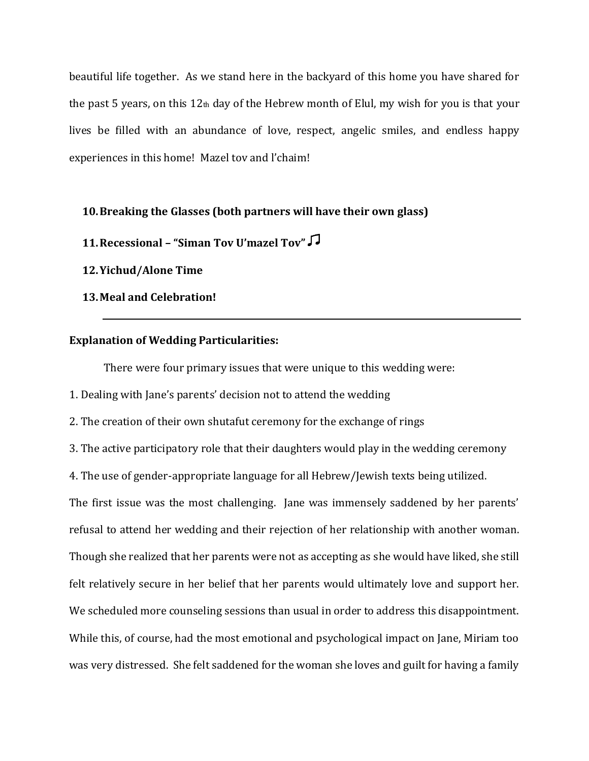beautiful life together. As we stand here in the backyard of this home you have shared for the past 5 years, on this 12th day of the Hebrew month of Elul, my wish for you is that your lives be filled with an abundance of love, respect, angelic smiles, and endless happy experiences in this home! Mazel tov and l'chaim!

10. **Breaking the Glasses (both partners will have their own glass)**
11. **Recessional – "Siman Tov U'mazel Tov"** ♫
12. **Yichud/Alone Time**
13. **Meal and Celebration!**

---

**Explanation of Wedding Particularities:**

There were four primary issues that were unique to this wedding were:

1. Dealing with Jane's parents' decision not to attend the wedding
2. The creation of their own shutafut ceremony for the exchange of rings
3. The active participatory role that their daughters would play in the wedding ceremony
4. The use of gender-appropriate language for all Hebrew/Jewish texts being utilized.

The first issue was the most challenging. Jane was immensely saddened by her parents' refusal to attend her wedding and their rejection of her relationship with another woman. Though she realized that her parents were not as accepting as she would have liked, she still felt relatively secure in her belief that her parents would ultimately love and support her. We scheduled more counseling sessions than usual in order to address this disappointment. While this, of course, had the most emotional and psychological impact on Jane, Miriam too was very distressed. She felt saddened for the woman she loves and guilt for having a family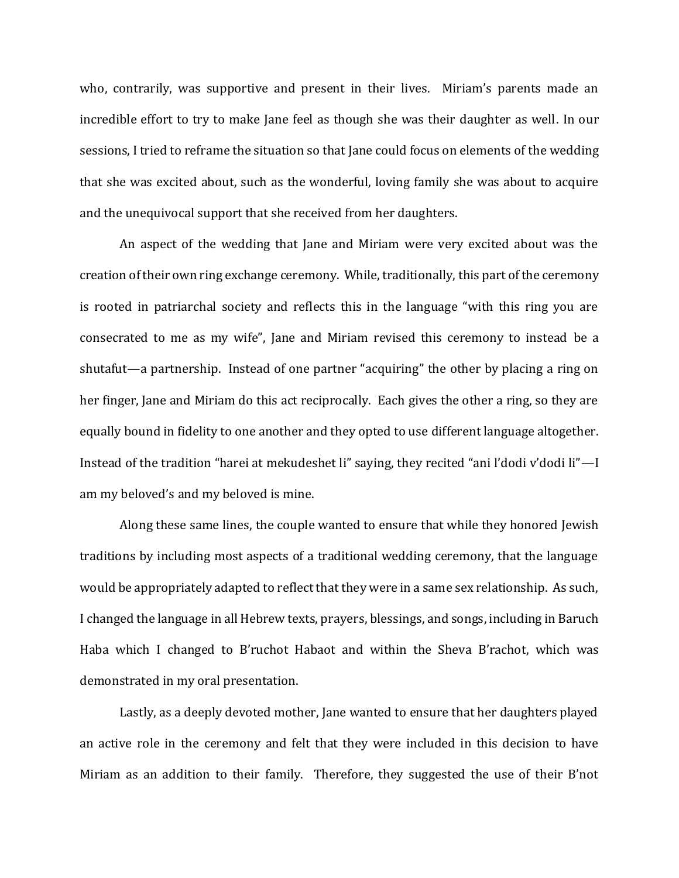who, contrarily, was supportive and present in their lives. Miriam's parents made an incredible effort to try to make Jane feel as though she was their daughter as well. In our sessions, I tried to reframe the situation so that Jane could focus on elements of the wedding that she was excited about, such as the wonderful, loving family she was about to acquire and the unequivocal support that she received from her daughters.

An aspect of the wedding that Jane and Miriam were very excited about was the creation of their own ring exchange ceremony. While, traditionally, this part of the ceremony is rooted in patriarchal society and reflects this in the language "with this ring you are consecrated to me as my wife", Jane and Miriam revised this ceremony to instead be a shutafut—a partnership. Instead of one partner "acquiring" the other by placing a ring on her finger, Jane and Miriam do this act reciprocally. Each gives the other a ring, so they are equally bound in fidelity to one another and they opted to use different language altogether. Instead of the tradition "harei at mekudeshet li" saying, they recited "ani l'dodi v'dodi li"—I am my beloved's and my beloved is mine.

Along these same lines, the couple wanted to ensure that while they honored Jewish traditions by including most aspects of a traditional wedding ceremony, that the language would be appropriately adapted to reflect that they were in a same sex relationship. As such, I changed the language in all Hebrew texts, prayers, blessings, and songs, including in Baruch Haba which I changed to B'ruchot Habaot and within the Sheva B'rachot, which was demonstrated in my oral presentation.

Lastly, as a deeply devoted mother, Jane wanted to ensure that her daughters played an active role in the ceremony and felt that they were included in this decision to have Miriam as an addition to their family. Therefore, they suggested the use of their B'not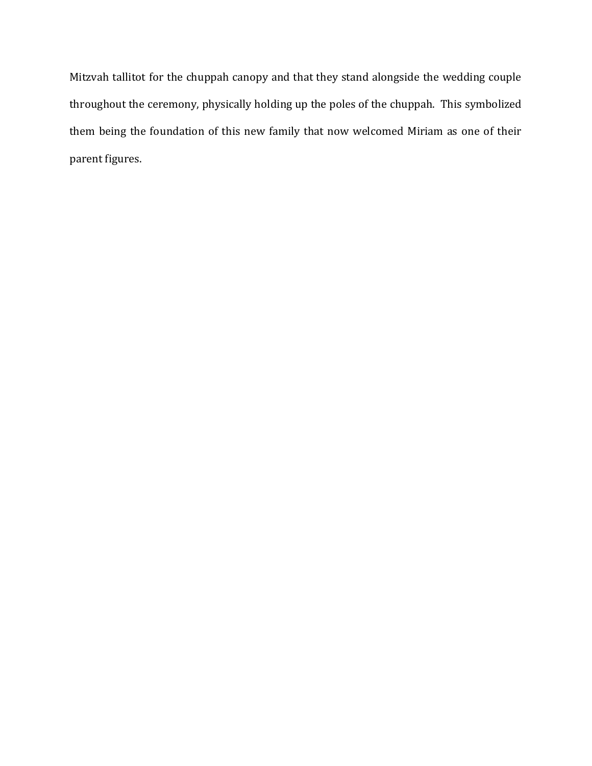Mitzvah tallitot for the chuppah canopy and that they stand alongside the wedding couple throughout the ceremony, physically holding up the poles of the chuppah. This symbolized them being the foundation of this new family that now welcomed Miriam as one of their parent figures.